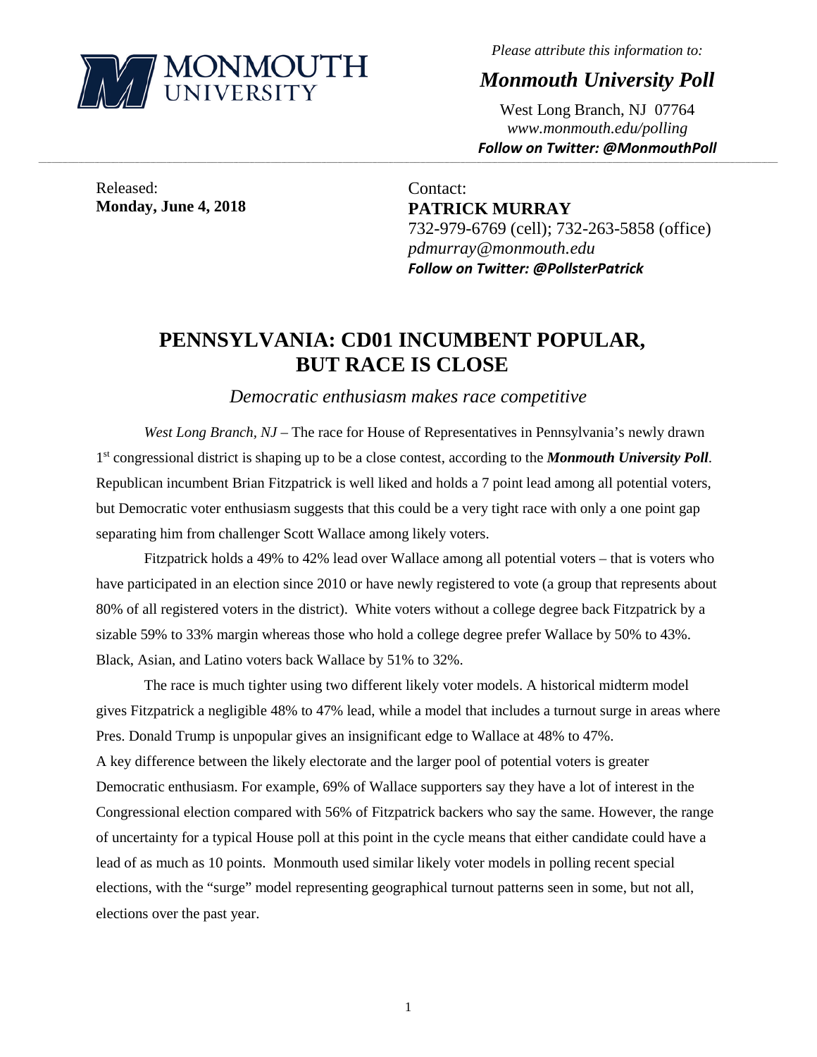Please attribute this information to:

*Monmouth University Poll*

West Long Branch, NJ 07764
*www.monmouth.edu/polling*
***Follow on Twitter: @MonmouthPoll***

Released:
**Monday, June 4, 2018**

Contact:
**PATRICK MURRAY**
732-979-6769 (cell); 732-263-5858 (office)
*pdmurray@monmouth.edu*
***Follow on Twitter: @PollsterPatrick***

# PENNSYLVANIA: CD01 INCUMBENT POPULAR, BUT RACE IS CLOSE

*Democratic enthusiasm makes race competitive*

*West Long Branch, NJ* – The race for House of Representatives in Pennsylvania's newly drawn 1st congressional district is shaping up to be a close contest, according to the ***Monmouth University Poll***. Republican incumbent Brian Fitzpatrick is well liked and holds a 7 point lead among all potential voters, but Democratic voter enthusiasm suggests that this could be a very tight race with only a one point gap separating him from challenger Scott Wallace among likely voters.

Fitzpatrick holds a 49% to 42% lead over Wallace among all potential voters – that is voters who have participated in an election since 2010 or have newly registered to vote (a group that represents about 80% of all registered voters in the district). White voters without a college degree back Fitzpatrick by a sizable 59% to 33% margin whereas those who hold a college degree prefer Wallace by 50% to 43%. Black, Asian, and Latino voters back Wallace by 51% to 32%.

The race is much tighter using two different likely voter models. A historical midterm model gives Fitzpatrick a negligible 48% to 47% lead, while a model that includes a turnout surge in areas where Pres. Donald Trump is unpopular gives an insignificant edge to Wallace at 48% to 47%.
A key difference between the likely electorate and the larger pool of potential voters is greater Democratic enthusiasm. For example, 69% of Wallace supporters say they have a lot of interest in the Congressional election compared with 56% of Fitzpatrick backers who say the same. However, the range of uncertainty for a typical House poll at this point in the cycle means that either candidate could have a lead of as much as 10 points. Monmouth used similar likely voter models in polling recent special elections, with the "surge" model representing geographical turnout patterns seen in some, but not all, elections over the past year.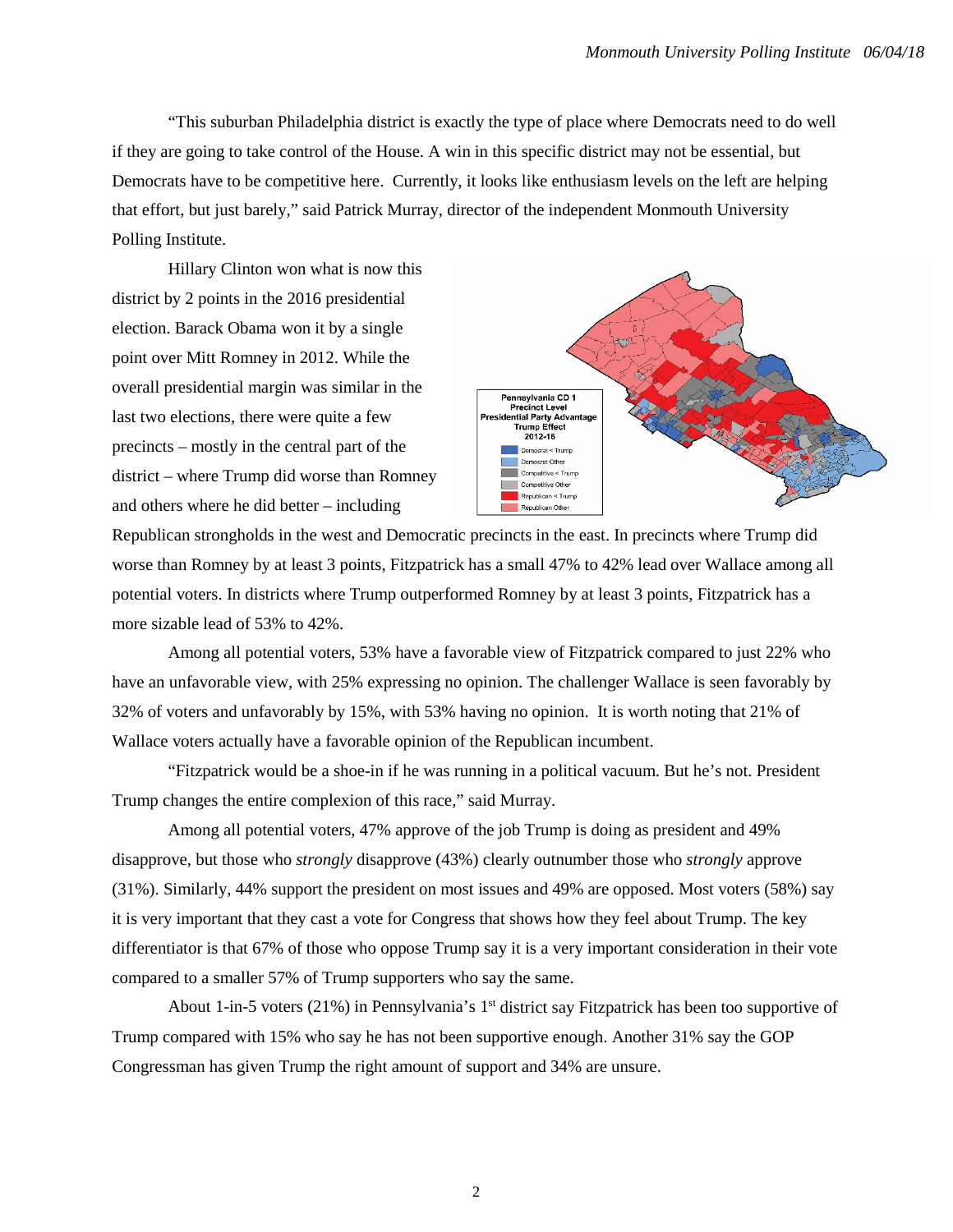"This suburban Philadelphia district is exactly the type of place where Democrats need to do well if they are going to take control of the House. A win in this specific district may not be essential, but Democrats have to be competitive here. Currently, it looks like enthusiasm levels on the left are helping that effort, but just barely," said Patrick Murray, director of the independent Monmouth University Polling Institute.

Hillary Clinton won what is now this district by 2 points in the 2016 presidential election. Barack Obama won it by a single point over Mitt Romney in 2012. While the overall presidential margin was similar in the last two elections, there were quite a few precincts – mostly in the central part of the district – where Trump did worse than Romney and others where he did better – including Republican strongholds in the west and Democratic precincts in the east. In precincts where Trump did worse than Romney by at least 3 points, Fitzpatrick has a small 47% to 42% lead over Wallace among all potential voters. In districts where Trump outperformed Romney by at least 3 points, Fitzpatrick has a more sizable lead of 53% to 42%.

Pennsylvania CD 1
Precinct Level
Presidential Party Advantage
Trump Effect
2012-16
Democrat < Trump
Democrat Other
Competitive < Trump
Competitive Other
Republican < Trump
Republican Other

Among all potential voters, 53% have a favorable view of Fitzpatrick compared to just 22% who have an unfavorable view, with 25% expressing no opinion. The challenger Wallace is seen favorably by 32% of voters and unfavorably by 15%, with 53% having no opinion. It is worth noting that 21% of Wallace voters actually have a favorable opinion of the Republican incumbent.

"Fitzpatrick would be a shoe-in if he was running in a political vacuum. But he's not. President Trump changes the entire complexion of this race," said Murray.

Among all potential voters, 47% approve of the job Trump is doing as president and 49% disapprove, but those who *strongly* disapprove (43%) clearly outnumber those who *strongly* approve (31%). Similarly, 44% support the president on most issues and 49% are opposed. Most voters (58%) say it is very important that they cast a vote for Congress that shows how they feel about Trump. The key differentiator is that 67% of those who oppose Trump say it is a very important consideration in their vote compared to a smaller 57% of Trump supporters who say the same.

About 1-in-5 voters (21%) in Pennsylvania's 1st district say Fitzpatrick has been too supportive of Trump compared with 15% who say he has not been supportive enough. Another 31% say the GOP Congressman has given Trump the right amount of support and 34% are unsure.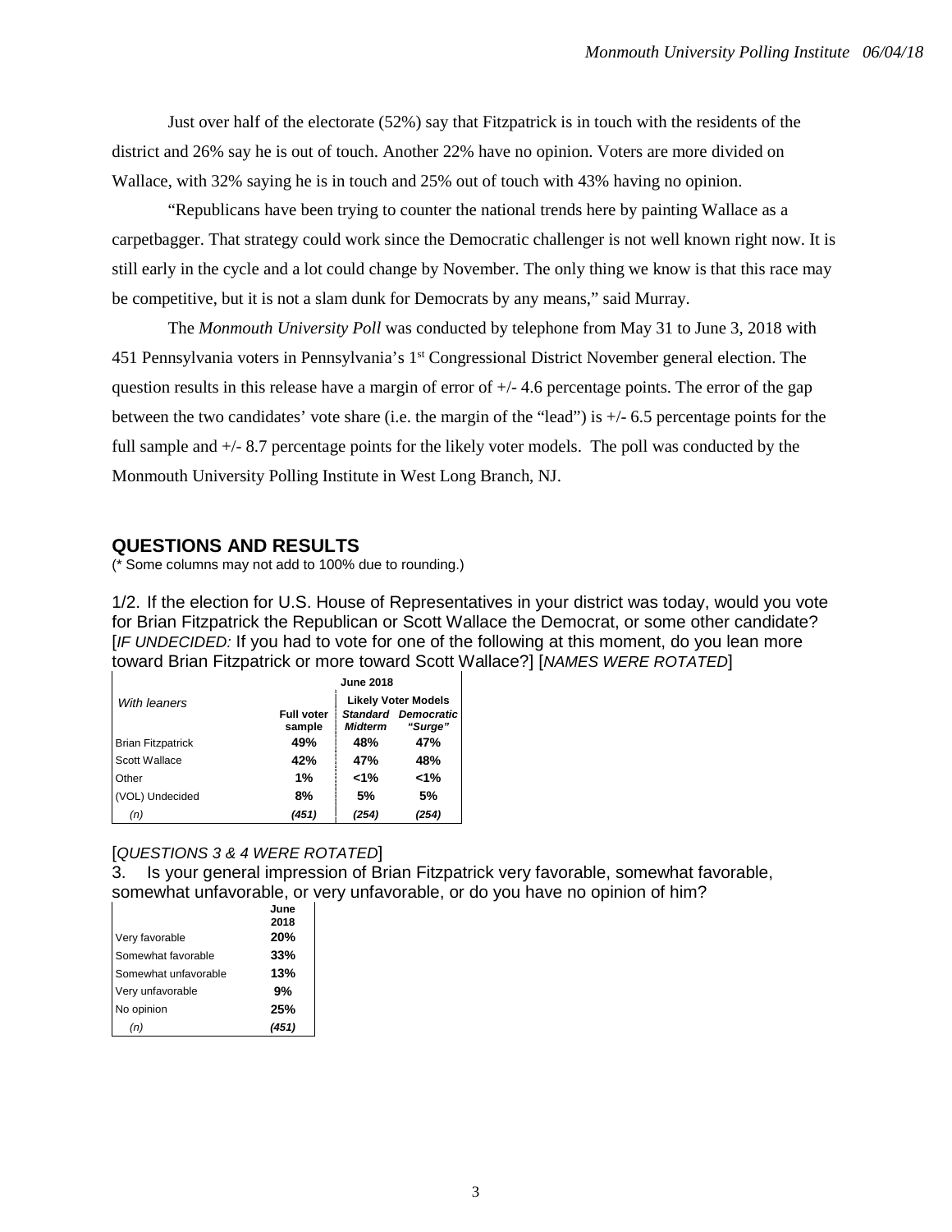Just over half of the electorate (52%) say that Fitzpatrick is in touch with the residents of the district and 26% say he is out of touch. Another 22% have no opinion. Voters are more divided on Wallace, with 32% saying he is in touch and 25% out of touch with 43% having no opinion.

"Republicans have been trying to counter the national trends here by painting Wallace as a carpetbagger. That strategy could work since the Democratic challenger is not well known right now. It is still early in the cycle and a lot could change by November. The only thing we know is that this race may be competitive, but it is not a slam dunk for Democrats by any means," said Murray.

The *Monmouth University Poll* was conducted by telephone from May 31 to June 3, 2018 with 451 Pennsylvania voters in Pennsylvania's 1st Congressional District November general election. The question results in this release have a margin of error of +/- 4.6 percentage points. The error of the gap between the two candidates' vote share (i.e. the margin of the "lead") is +/- 6.5 percentage points for the full sample and +/- 8.7 percentage points for the likely voter models. The poll was conducted by the Monmouth University Polling Institute in West Long Branch, NJ.

## QUESTIONS AND RESULTS

(* Some columns may not add to 100% due to rounding.)

1/2. If the election for U.S. House of Representatives in your district was today, would you vote for Brian Fitzpatrick the Republican or Scott Wallace the Democrat, or some other candidate? [*IF UNDECIDED:* If you had to vote for one of the following at this moment, do you lean more toward Brian Fitzpatrick or more toward Scott Wallace?] [*NAMES WERE ROTATED*]

| | June 2018 | | |
|---|---|---|---|
| *With leaners* | | Likely Voter Models | |
| | Full voter sample | *Standard Midterm* | *Democratic "Surge"* |
| Brian Fitzpatrick | **49%** | **48%** | **47%** |
| Scott Wallace | **42%** | **47%** | **48%** |
| Other | **1%** | **<1%** | **<1%** |
| (VOL) Undecided | **8%** | **5%** | **5%** |
| *(n)* | *(451)* | *(254)* | *(254)* |

[*QUESTIONS 3 & 4 WERE ROTATED*]

3. Is your general impression of Brian Fitzpatrick very favorable, somewhat favorable, somewhat unfavorable, or very unfavorable, or do you have no opinion of him?

| | June 2018 |
|---|---|
| Very favorable | **20%** |
| Somewhat favorable | **33%** |
| Somewhat unfavorable | **13%** |
| Very unfavorable | **9%** |
| No opinion | **25%** |
| *(n)* | *(451)* |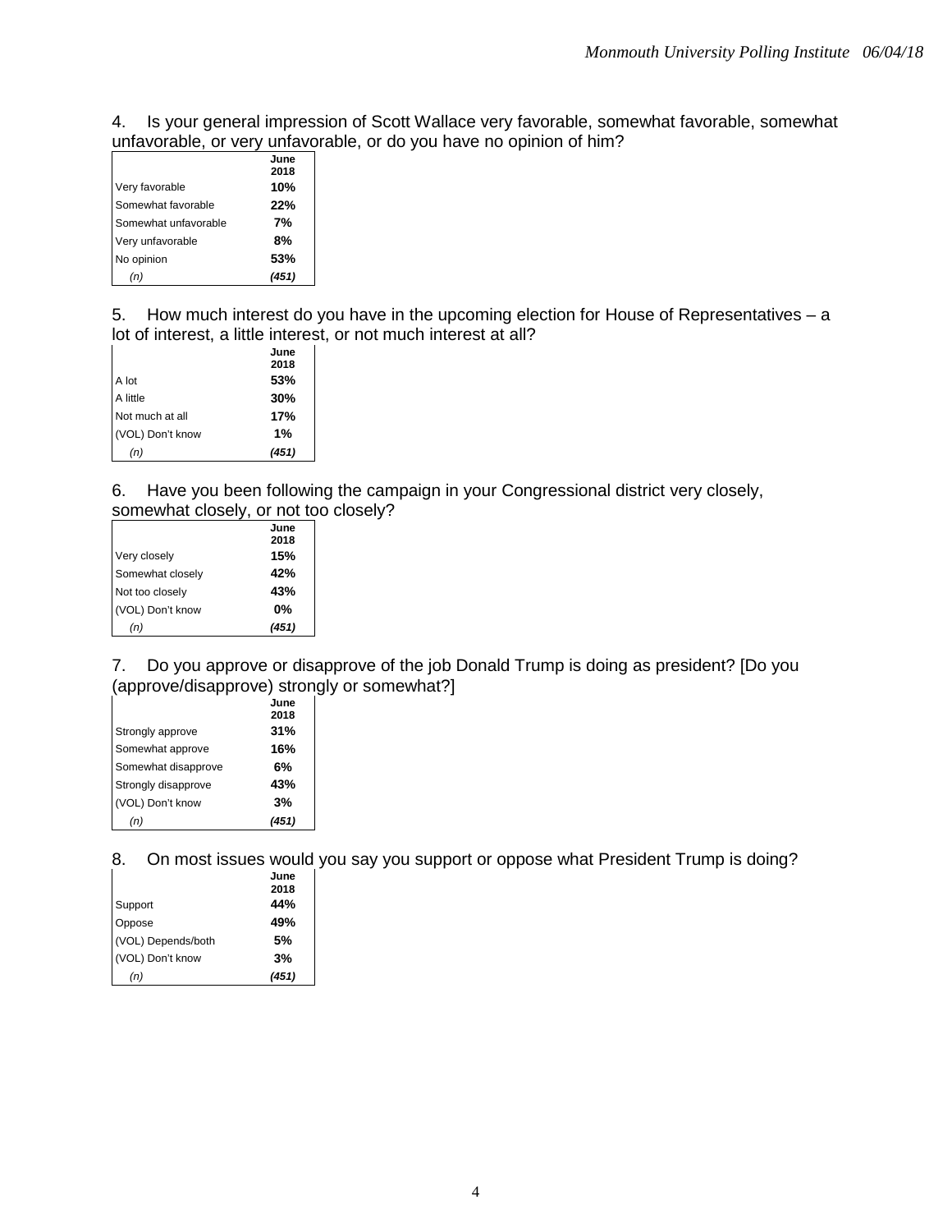4. Is your general impression of Scott Wallace very favorable, somewhat favorable, somewhat unfavorable, or very unfavorable, or do you have no opinion of him?

| | June 2018 |
|---|---|
| Very favorable | **10%** |
| Somewhat favorable | **22%** |
| Somewhat unfavorable | **7%** |
| Very unfavorable | **8%** |
| No opinion | **53%** |
| *(n)* | ***(451)*** |

5. How much interest do you have in the upcoming election for House of Representatives – a lot of interest, a little interest, or not much interest at all?

| | June 2018 |
|---|---|
| A lot | **53%** |
| A little | **30%** |
| Not much at all | **17%** |
| (VOL) Don't know | **1%** |
| *(n)* | ***(451)*** |

6. Have you been following the campaign in your Congressional district very closely, somewhat closely, or not too closely?

| | June 2018 |
|---|---|
| Very closely | **15%** |
| Somewhat closely | **42%** |
| Not too closely | **43%** |
| (VOL) Don't know | **0%** |
| *(n)* | ***(451)*** |

7. Do you approve or disapprove of the job Donald Trump is doing as president? [Do you (approve/disapprove) strongly or somewhat?]

| | June 2018 |
|---|---|
| Strongly approve | **31%** |
| Somewhat approve | **16%** |
| Somewhat disapprove | **6%** |
| Strongly disapprove | **43%** |
| (VOL) Don't know | **3%** |
| *(n)* | ***(451)*** |

8. On most issues would you say you support or oppose what President Trump is doing?

| | June 2018 |
|---|---|
| Support | **44%** |
| Oppose | **49%** |
| (VOL) Depends/both | **5%** |
| (VOL) Don't know | **3%** |
| *(n)* | ***(451)*** |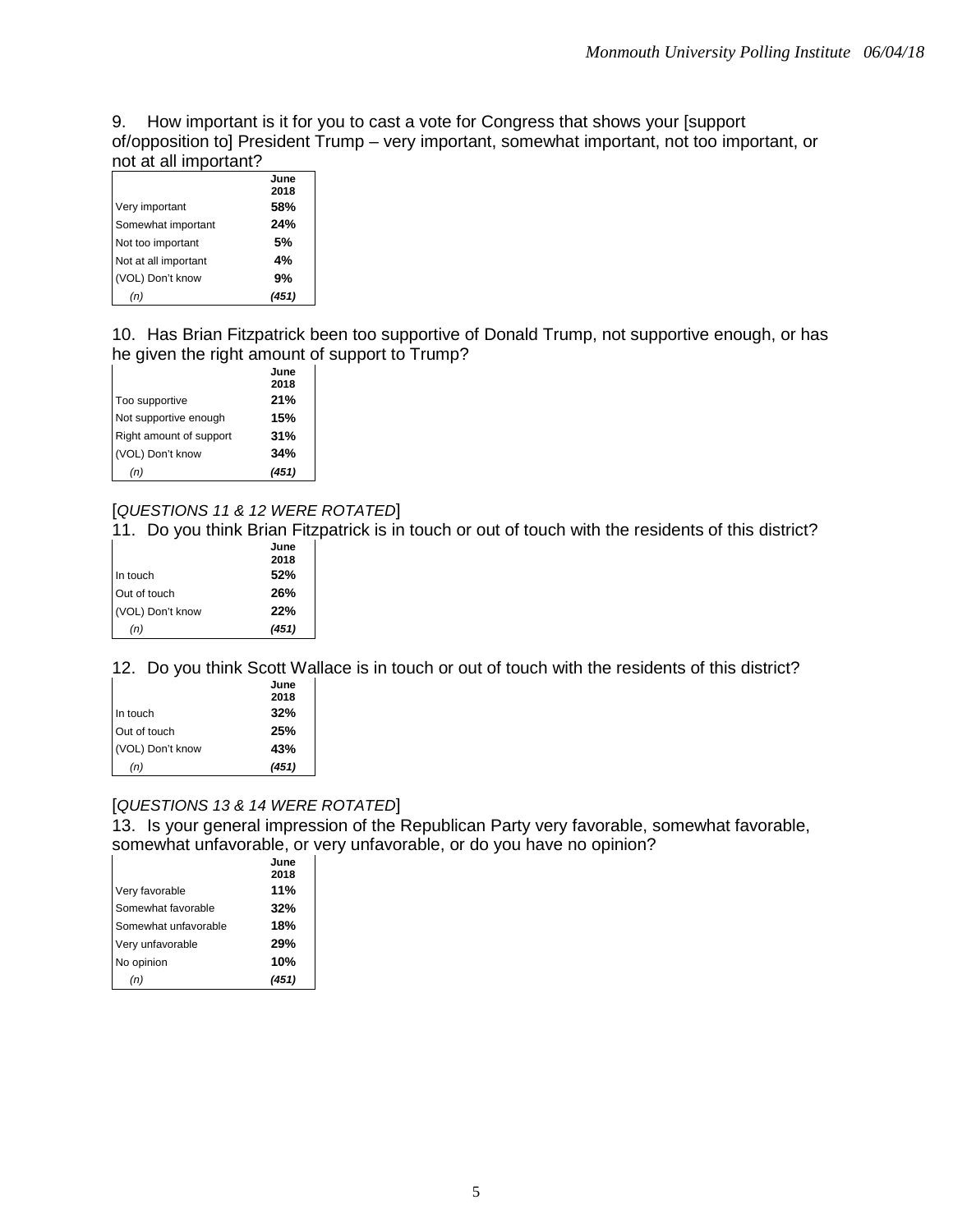9. How important is it for you to cast a vote for Congress that shows your [support of/opposition to] President Trump – very important, somewhat important, not too important, or not at all important?

| | June 2018 |
|---|---|
| Very important | **58%** |
| Somewhat important | **24%** |
| Not too important | **5%** |
| Not at all important | **4%** |
| (VOL) Don't know | **9%** |
| *(n)* | *(451)* |

10. Has Brian Fitzpatrick been too supportive of Donald Trump, not supportive enough, or has he given the right amount of support to Trump?

| | June 2018 |
|---|---|
| Too supportive | **21%** |
| Not supportive enough | **15%** |
| Right amount of support | **31%** |
| (VOL) Don't know | **34%** |
| *(n)* | *(451)* |

[*QUESTIONS 11 & 12 WERE ROTATED*]

11. Do you think Brian Fitzpatrick is in touch or out of touch with the residents of this district?

| | June 2018 |
|---|---|
| In touch | **52%** |
| Out of touch | **26%** |
| (VOL) Don't know | **22%** |
| *(n)* | *(451)* |

12. Do you think Scott Wallace is in touch or out of touch with the residents of this district?

| | June 2018 |
|---|---|
| In touch | **32%** |
| Out of touch | **25%** |
| (VOL) Don't know | **43%** |
| *(n)* | *(451)* |

[*QUESTIONS 13 & 14 WERE ROTATED*]

13. Is your general impression of the Republican Party very favorable, somewhat favorable, somewhat unfavorable, or very unfavorable, or do you have no opinion?

| | June 2018 |
|---|---|
| Very favorable | **11%** |
| Somewhat favorable | **32%** |
| Somewhat unfavorable | **18%** |
| Very unfavorable | **29%** |
| No opinion | **10%** |
| *(n)* | *(451)* |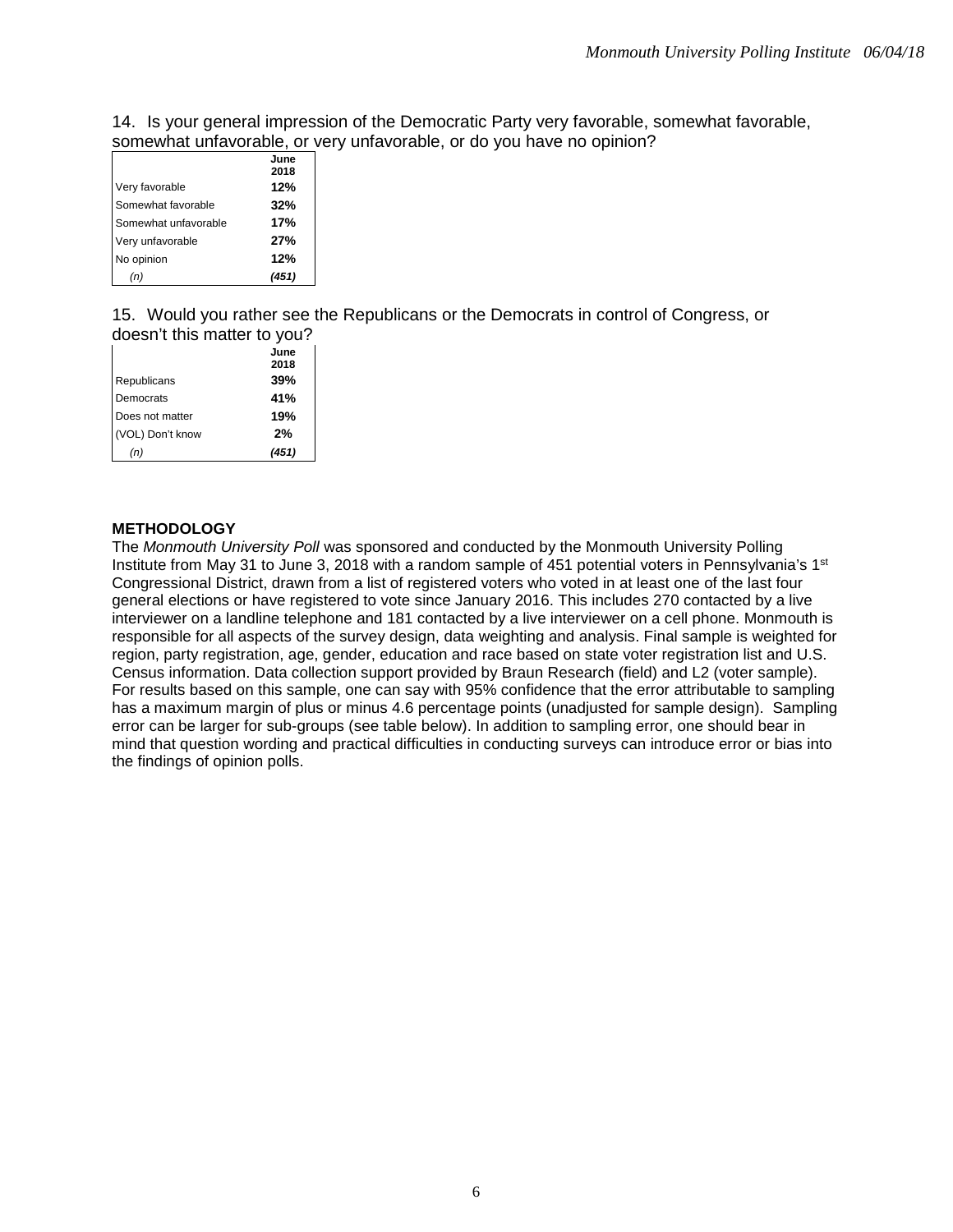14. Is your general impression of the Democratic Party very favorable, somewhat favorable, somewhat unfavorable, or very unfavorable, or do you have no opinion?

| | June 2018 |
|---|---|
| Very favorable | **12%** |
| Somewhat favorable | **32%** |
| Somewhat unfavorable | **17%** |
| Very unfavorable | **27%** |
| No opinion | **12%** |
| *(n)* | ***(451)*** |

15. Would you rather see the Republicans or the Democrats in control of Congress, or doesn't this matter to you?

| | June 2018 |
|---|---|
| Republicans | **39%** |
| Democrats | **41%** |
| Does not matter | **19%** |
| (VOL) Don't know | **2%** |
| *(n)* | ***(451)*** |

**METHODOLOGY**

The *Monmouth University Poll* was sponsored and conducted by the Monmouth University Polling Institute from May 31 to June 3, 2018 with a random sample of 451 potential voters in Pennsylvania's 1st Congressional District, drawn from a list of registered voters who voted in at least one of the last four general elections or have registered to vote since January 2016. This includes 270 contacted by a live interviewer on a landline telephone and 181 contacted by a live interviewer on a cell phone. Monmouth is responsible for all aspects of the survey design, data weighting and analysis. Final sample is weighted for region, party registration, age, gender, education and race based on state voter registration list and U.S. Census information. Data collection support provided by Braun Research (field) and L2 (voter sample). For results based on this sample, one can say with 95% confidence that the error attributable to sampling has a maximum margin of plus or minus 4.6 percentage points (unadjusted for sample design). Sampling error can be larger for sub-groups (see table below). In addition to sampling error, one should bear in mind that question wording and practical difficulties in conducting surveys can introduce error or bias into the findings of opinion polls.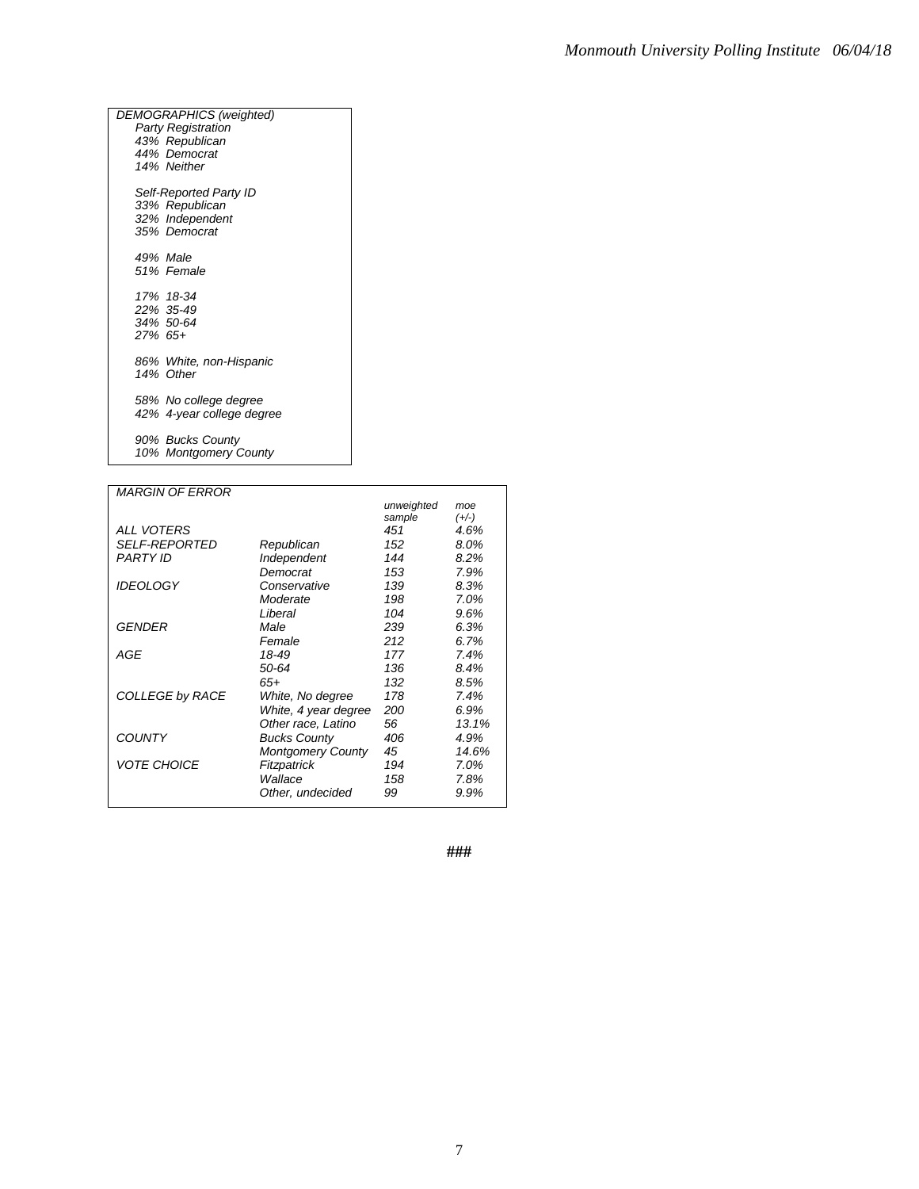*DEMOGRAPHICS (weighted)*

*Party Registration*
*43% Republican*
*44% Democrat*
*14% Neither*

*Self-Reported Party ID*
*33% Republican*
*32% Independent*
*35% Democrat*

*49% Male*
*51% Female*

*17% 18-34*
*22% 35-49*
*34% 50-64*
*27% 65+*

*86% White, non-Hispanic*
*14% Other*

*58% No college degree*
*42% 4-year college degree*

*90% Bucks County*
*10% Montgomery County*

*MARGIN OF ERROR*

| | | unweighted sample | moe (+/-) |
|---|---|---|---|
| ALL VOTERS | | 451 | 4.6% |
| SELF-REPORTED PARTY ID | Republican | 152 | 8.0% |
| | Independent | 144 | 8.2% |
| | Democrat | 153 | 7.9% |
| IDEOLOGY | Conservative | 139 | 8.3% |
| | Moderate | 198 | 7.0% |
| | Liberal | 104 | 9.6% |
| GENDER | Male | 239 | 6.3% |
| | Female | 212 | 6.7% |
| AGE | 18-49 | 177 | 7.4% |
| | 50-64 | 136 | 8.4% |
| | 65+ | 132 | 8.5% |
| COLLEGE by RACE | White, No degree | 178 | 7.4% |
| | White, 4 year degree | 200 | 6.9% |
| | Other race, Latino | 56 | 13.1% |
| COUNTY | Bucks County | 406 | 4.9% |
| | Montgomery County | 45 | 14.6% |
| VOTE CHOICE | Fitzpatrick | 194 | 7.0% |
| | Wallace | 158 | 7.8% |
| | Other, undecided | 99 | 9.9% |

###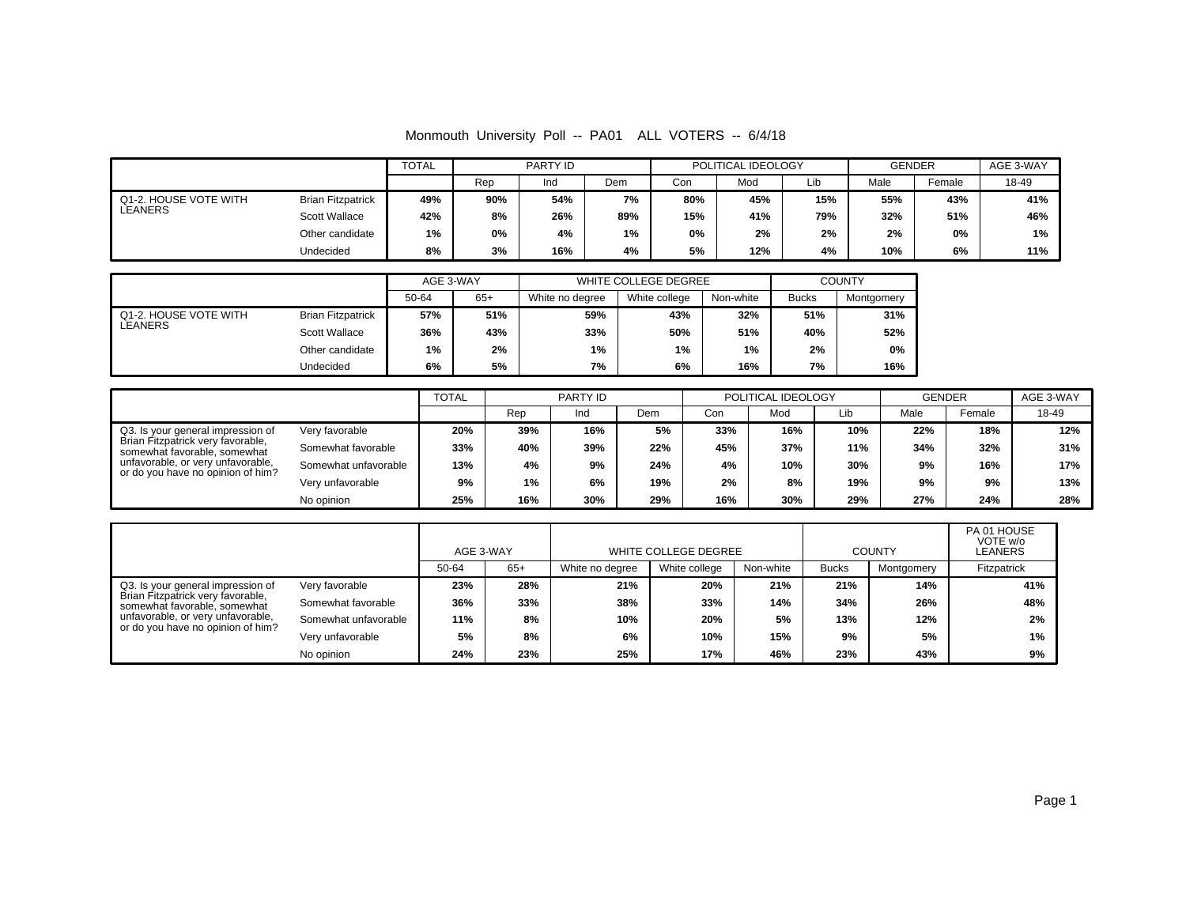Monmouth University Poll -- PA01 ALL VOTERS -- 6/4/18

| | | TOTAL | PARTY ID | | | POLITICAL IDEOLOGY | | | GENDER | | AGE 3-WAY |
|---|---|---|---|---|---|---|---|---|---|---|---|
| | | | Rep | Ind | Dem | Con | Mod | Lib | Male | Female | 18-49 |
| Q1-2. HOUSE VOTE WITH LEANERS | Brian Fitzpatrick | 49% | 90% | 54% | 7% | 80% | 45% | 15% | 55% | 43% | 41% |
| | Scott Wallace | 42% | 8% | 26% | 89% | 15% | 41% | 79% | 32% | 51% | 46% |
| | Other candidate | 1% | 0% | 4% | 1% | 0% | 2% | 2% | 2% | 0% | 1% |
| | Undecided | 8% | 3% | 16% | 4% | 5% | 12% | 4% | 10% | 6% | 11% |

| | | AGE 3-WAY | | WHITE COLLEGE DEGREE | | | COUNTY | |
|---|---|---|---|---|---|---|---|---|
| | | 50-64 | 65+ | White no degree | White college | Non-white | Bucks | Montgomery |
| Q1-2. HOUSE VOTE WITH LEANERS | Brian Fitzpatrick | 57% | 51% | 59% | 43% | 32% | 51% | 31% |
| | Scott Wallace | 36% | 43% | 33% | 50% | 51% | 40% | 52% |
| | Other candidate | 1% | 2% | 1% | 1% | 1% | 2% | 0% |
| | Undecided | 6% | 5% | 7% | 6% | 16% | 7% | 16% |

| | | TOTAL | PARTY ID | | | POLITICAL IDEOLOGY | | | GENDER | | AGE 3-WAY |
|---|---|---|---|---|---|---|---|---|---|---|---|
| | | | Rep | Ind | Dem | Con | Mod | Lib | Male | Female | 18-49 |
| Q3. Is your general impression of Brian Fitzpatrick very favorable, somewhat favorable, somewhat unfavorable, or very unfavorable, or do you have no opinion of him? | Very favorable | 20% | 39% | 16% | 5% | 33% | 16% | 10% | 22% | 18% | 12% |
| | Somewhat favorable | 33% | 40% | 39% | 22% | 45% | 37% | 11% | 34% | 32% | 31% |
| | Somewhat unfavorable | 13% | 4% | 9% | 24% | 4% | 10% | 30% | 9% | 16% | 17% |
| | Very unfavorable | 9% | 1% | 6% | 19% | 2% | 8% | 19% | 9% | 9% | 13% |
| | No opinion | 25% | 16% | 30% | 29% | 16% | 30% | 29% | 27% | 24% | 28% |

| | | AGE 3-WAY | | WHITE COLLEGE DEGREE | | | COUNTY | | PA 01 HOUSE VOTE w/o LEANERS |
|---|---|---|---|---|---|---|---|---|---|
| | | 50-64 | 65+ | White no degree | White college | Non-white | Bucks | Montgomery | Fitzpatrick |
| Q3. Is your general impression of Brian Fitzpatrick very favorable, somewhat favorable, somewhat unfavorable, or very unfavorable, or do you have no opinion of him? | Very favorable | 23% | 28% | 21% | 20% | 21% | 21% | 14% | 41% |
| | Somewhat favorable | 36% | 33% | 38% | 33% | 14% | 34% | 26% | 48% |
| | Somewhat unfavorable | 11% | 8% | 10% | 20% | 5% | 13% | 12% | 2% |
| | Very unfavorable | 5% | 8% | 6% | 10% | 15% | 9% | 5% | 1% |
| | No opinion | 24% | 23% | 25% | 17% | 46% | 23% | 43% | 9% |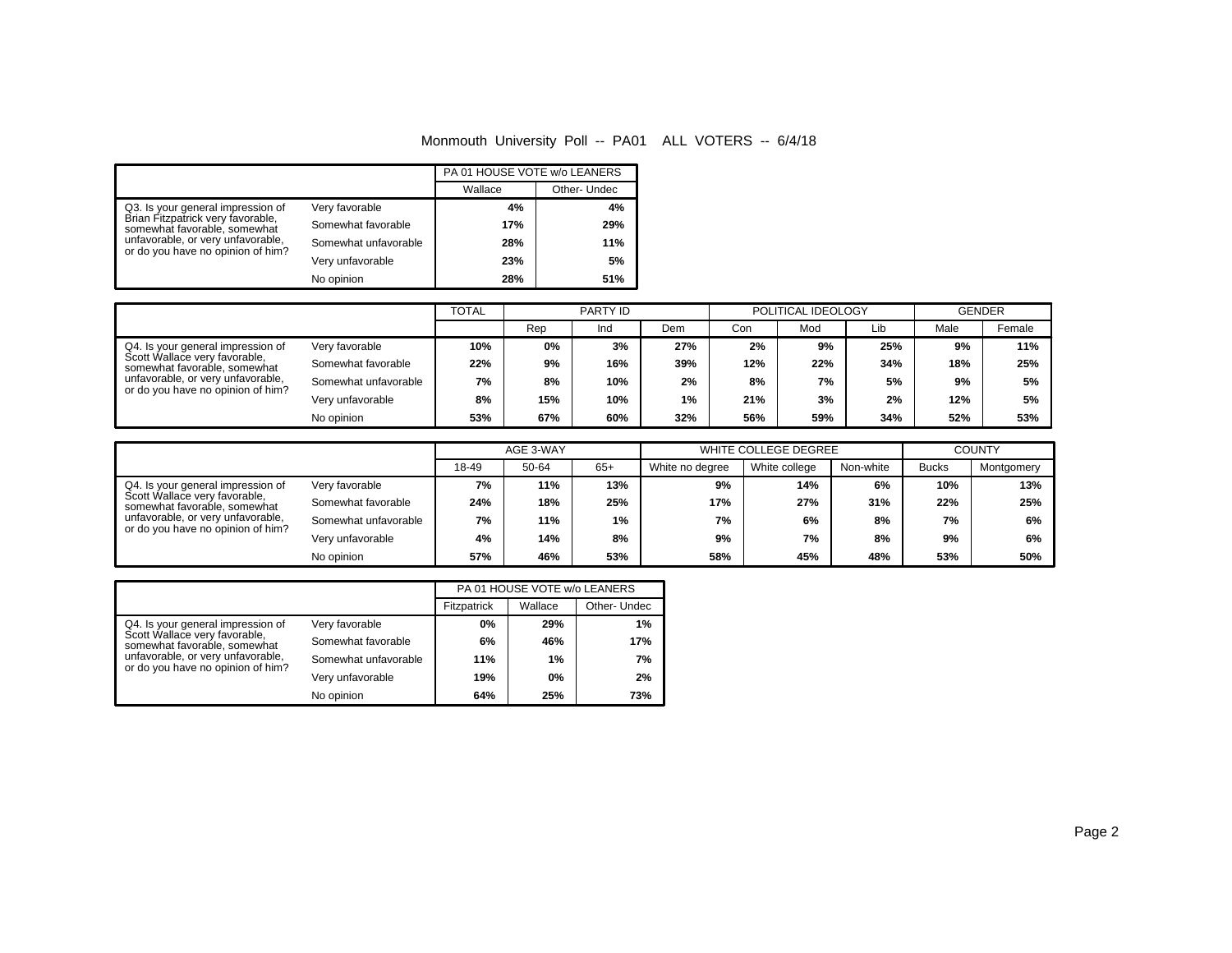Monmouth University Poll -- PA01 ALL VOTERS -- 6/4/18

| | | PA 01 HOUSE VOTE w/o LEANERS | |
|---|---|---|---|
| | | Wallace | Other- Undec |
| Q3. Is your general impression of Brian Fitzpatrick very favorable, somewhat favorable, somewhat unfavorable, or very unfavorable, or do you have no opinion of him? | Very favorable | 4% | 4% |
| | Somewhat favorable | 17% | 29% |
| | Somewhat unfavorable | 28% | 11% |
| | Very unfavorable | 23% | 5% |
| | No opinion | 28% | 51% |

| | | TOTAL | PARTY ID | | | POLITICAL IDEOLOGY | | | GENDER | |
|---|---|---|---|---|---|---|---|---|---|---|
| | | | Rep | Ind | Dem | Con | Mod | Lib | Male | Female |
| Q4. Is your general impression of Scott Wallace very favorable, somewhat favorable, somewhat unfavorable, or very unfavorable, or do you have no opinion of him? | Very favorable | 10% | 0% | 3% | 27% | 2% | 9% | 25% | 9% | 11% |
| | Somewhat favorable | 22% | 9% | 16% | 39% | 12% | 22% | 34% | 18% | 25% |
| | Somewhat unfavorable | 7% | 8% | 10% | 2% | 8% | 7% | 5% | 9% | 5% |
| | Very unfavorable | 8% | 15% | 10% | 1% | 21% | 3% | 2% | 12% | 5% |
| | No opinion | 53% | 67% | 60% | 32% | 56% | 59% | 34% | 52% | 53% |

| | | AGE 3-WAY | | | WHITE COLLEGE DEGREE | | | COUNTY | |
|---|---|---|---|---|---|---|---|---|---|
| | | 18-49 | 50-64 | 65+ | White no degree | White college | Non-white | Bucks | Montgomery |
| Q4. Is your general impression of Scott Wallace very favorable, somewhat favorable, somewhat unfavorable, or very unfavorable, or do you have no opinion of him? | Very favorable | 7% | 11% | 13% | 9% | 14% | 6% | 10% | 13% |
| | Somewhat favorable | 24% | 18% | 25% | 17% | 27% | 31% | 22% | 25% |
| | Somewhat unfavorable | 7% | 11% | 1% | 7% | 6% | 8% | 7% | 6% |
| | Very unfavorable | 4% | 14% | 8% | 9% | 7% | 8% | 9% | 6% |
| | No opinion | 57% | 46% | 53% | 58% | 45% | 48% | 53% | 50% |

| | | PA 01 HOUSE VOTE w/o LEANERS | | |
|---|---|---|---|---|
| | | Fitzpatrick | Wallace | Other- Undec |
| Q4. Is your general impression of Scott Wallace very favorable, somewhat favorable, somewhat unfavorable, or very unfavorable, or do you have no opinion of him? | Very favorable | 0% | 29% | 1% |
| | Somewhat favorable | 6% | 46% | 17% |
| | Somewhat unfavorable | 11% | 1% | 7% |
| | Very unfavorable | 19% | 0% | 2% |
| | No opinion | 64% | 25% | 73% |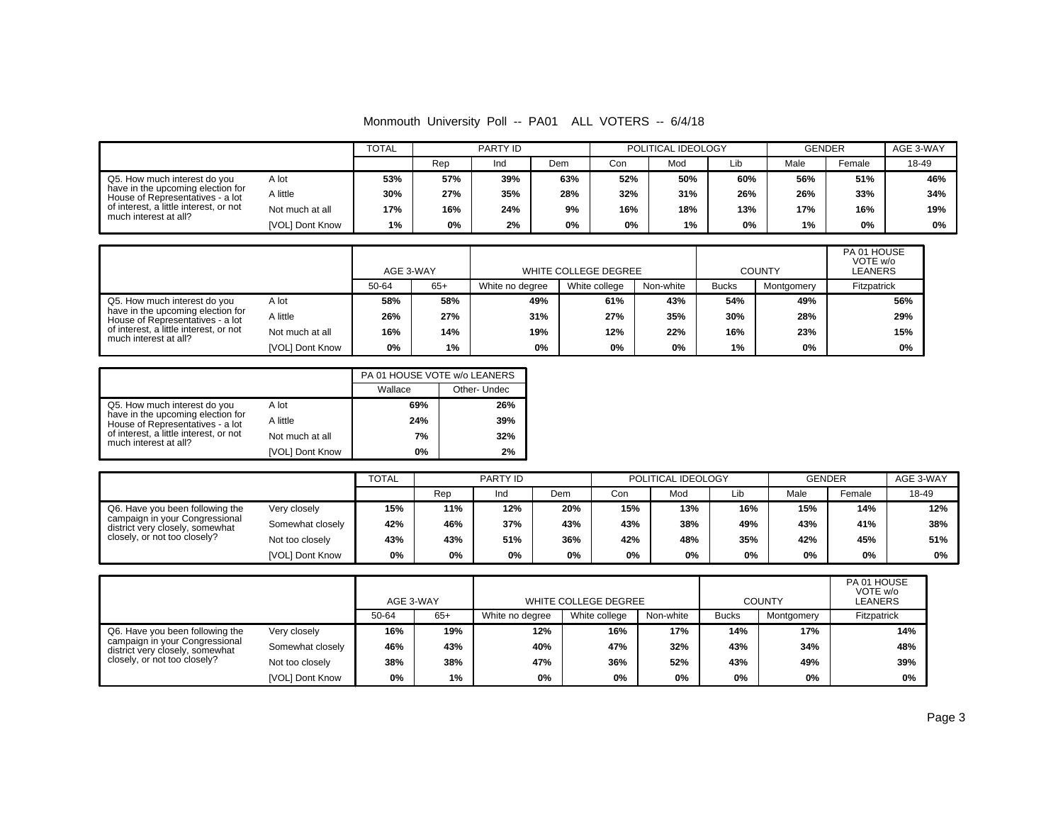Monmouth University Poll -- PA01 ALL VOTERS -- 6/4/18

| | | TOTAL | PARTY ID | | | POLITICAL IDEOLOGY | | | GENDER | | AGE 3-WAY |
|---|---|---|---|---|---|---|---|---|---|---|---|
| | | | Rep | Ind | Dem | Con | Mod | Lib | Male | Female | 18-49 |
| Q5. How much interest do you have in the upcoming election for House of Representatives - a lot of interest, a little interest, or not much interest at all? | A lot | 53% | 57% | 39% | 63% | 52% | 50% | 60% | 56% | 51% | 46% |
| | A little | 30% | 27% | 35% | 28% | 32% | 31% | 26% | 26% | 33% | 34% |
| | Not much at all | 17% | 16% | 24% | 9% | 16% | 18% | 13% | 17% | 16% | 19% |
| | [VOL] Dont Know | 1% | 0% | 2% | 0% | 0% | 1% | 0% | 1% | 0% | 0% |

| | | AGE 3-WAY | | WHITE COLLEGE DEGREE | | | COUNTY | | PA 01 HOUSE VOTE w/o LEANERS |
|---|---|---|---|---|---|---|---|---|---|
| | | 50-64 | 65+ | White no degree | White college | Non-white | Bucks | Montgomery | Fitzpatrick |
| Q5. How much interest do you have in the upcoming election for House of Representatives - a lot of interest, a little interest, or not much interest at all? | A lot | 58% | 58% | 49% | 61% | 43% | 54% | 49% | 56% |
| | A little | 26% | 27% | 31% | 27% | 35% | 30% | 28% | 29% |
| | Not much at all | 16% | 14% | 19% | 12% | 22% | 16% | 23% | 15% |
| | [VOL] Dont Know | 0% | 1% | 0% | 0% | 0% | 1% | 0% | 0% |

| | | PA 01 HOUSE VOTE w/o LEANERS | |
|---|---|---|---|
| | | Wallace | Other- Undec |
| Q5. How much interest do you have in the upcoming election for House of Representatives - a lot of interest, a little interest, or not much interest at all? | A lot | 69% | 26% |
| | A little | 24% | 39% |
| | Not much at all | 7% | 32% |
| | [VOL] Dont Know | 0% | 2% |

| | | TOTAL | PARTY ID | | | POLITICAL IDEOLOGY | | | GENDER | | AGE 3-WAY |
|---|---|---|---|---|---|---|---|---|---|---|---|
| | | | Rep | Ind | Dem | Con | Mod | Lib | Male | Female | 18-49 |
| Q6. Have you been following the campaign in your Congressional district very closely, somewhat closely, or not too closely? | Very closely | 15% | 11% | 12% | 20% | 15% | 13% | 16% | 15% | 14% | 12% |
| | Somewhat closely | 42% | 46% | 37% | 43% | 43% | 38% | 49% | 43% | 41% | 38% |
| | Not too closely | 43% | 43% | 51% | 36% | 42% | 48% | 35% | 42% | 45% | 51% |
| | [VOL] Dont Know | 0% | 0% | 0% | 0% | 0% | 0% | 0% | 0% | 0% | 0% |

| | | AGE 3-WAY | | WHITE COLLEGE DEGREE | | | COUNTY | | PA 01 HOUSE VOTE w/o LEANERS |
|---|---|---|---|---|---|---|---|---|---|
| | | 50-64 | 65+ | White no degree | White college | Non-white | Bucks | Montgomery | Fitzpatrick |
| Q6. Have you been following the campaign in your Congressional district very closely, somewhat closely, or not too closely? | Very closely | 16% | 19% | 12% | 16% | 17% | 14% | 17% | 14% |
| | Somewhat closely | 46% | 43% | 40% | 47% | 32% | 43% | 34% | 48% |
| | Not too closely | 38% | 38% | 47% | 36% | 52% | 43% | 49% | 39% |
| | [VOL] Dont Know | 0% | 1% | 0% | 0% | 0% | 0% | 0% | 0% |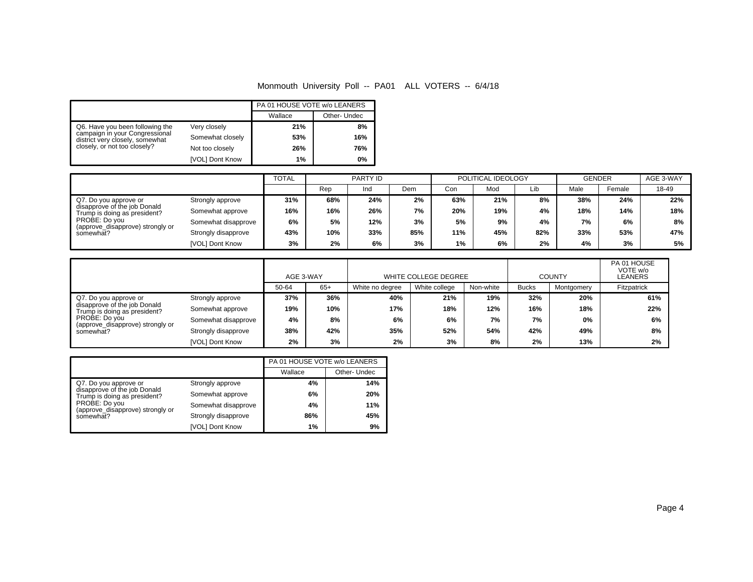Monmouth University Poll -- PA01 ALL VOTERS -- 6/4/18

| | | PA 01 HOUSE VOTE w/o LEANERS | |
|---|---|---|---|
| | | Wallace | Other- Undec |
| Q6. Have you been following the campaign in your Congressional district very closely, somewhat closely, or not too closely? | Very closely | 21% | 8% |
| | Somewhat closely | 53% | 16% |
| | Not too closely | 26% | 76% |
| | [VOL] Dont Know | 1% | 0% |

| | | TOTAL | PARTY ID | | | POLITICAL IDEOLOGY | | | GENDER | | AGE 3-WAY |
|---|---|---|---|---|---|---|---|---|---|---|---|
| | | | Rep | Ind | Dem | Con | Mod | Lib | Male | Female | 18-49 |
| Q7. Do you approve or disapprove of the job Donald Trump is doing as president? PROBE: Do you (approve_disapprove) strongly or somewhat? | Strongly approve | 31% | 68% | 24% | 2% | 63% | 21% | 8% | 38% | 24% | 22% |
| | Somewhat approve | 16% | 16% | 26% | 7% | 20% | 19% | 4% | 18% | 14% | 18% |
| | Somewhat disapprove | 6% | 5% | 12% | 3% | 5% | 9% | 4% | 7% | 6% | 8% |
| | Strongly disapprove | 43% | 10% | 33% | 85% | 11% | 45% | 82% | 33% | 53% | 47% |
| | [VOL] Dont Know | 3% | 2% | 6% | 3% | 1% | 6% | 2% | 4% | 3% | 5% |

| | | AGE 3-WAY | | WHITE COLLEGE DEGREE | | | COUNTY | | PA 01 HOUSE VOTE w/o LEANERS |
|---|---|---|---|---|---|---|---|---|---|
| | | 50-64 | 65+ | White no degree | White college | Non-white | Bucks | Montgomery | Fitzpatrick |
| Q7. Do you approve or disapprove of the job Donald Trump is doing as president? PROBE: Do you (approve_disapprove) strongly or somewhat? | Strongly approve | 37% | 36% | 40% | 21% | 19% | 32% | 20% | 61% |
| | Somewhat approve | 19% | 10% | 17% | 18% | 12% | 16% | 18% | 22% |
| | Somewhat disapprove | 4% | 8% | 6% | 6% | 7% | 7% | 0% | 6% |
| | Strongly disapprove | 38% | 42% | 35% | 52% | 54% | 42% | 49% | 8% |
| | [VOL] Dont Know | 2% | 3% | 2% | 3% | 8% | 2% | 13% | 2% |

| | | PA 01 HOUSE VOTE w/o LEANERS | |
|---|---|---|---|
| | | Wallace | Other- Undec |
| Q7. Do you approve or disapprove of the job Donald Trump is doing as president? PROBE: Do you (approve_disapprove) strongly or somewhat? | Strongly approve | 4% | 14% |
| | Somewhat approve | 6% | 20% |
| | Somewhat disapprove | 4% | 11% |
| | Strongly disapprove | 86% | 45% |
| | [VOL] Dont Know | 1% | 9% |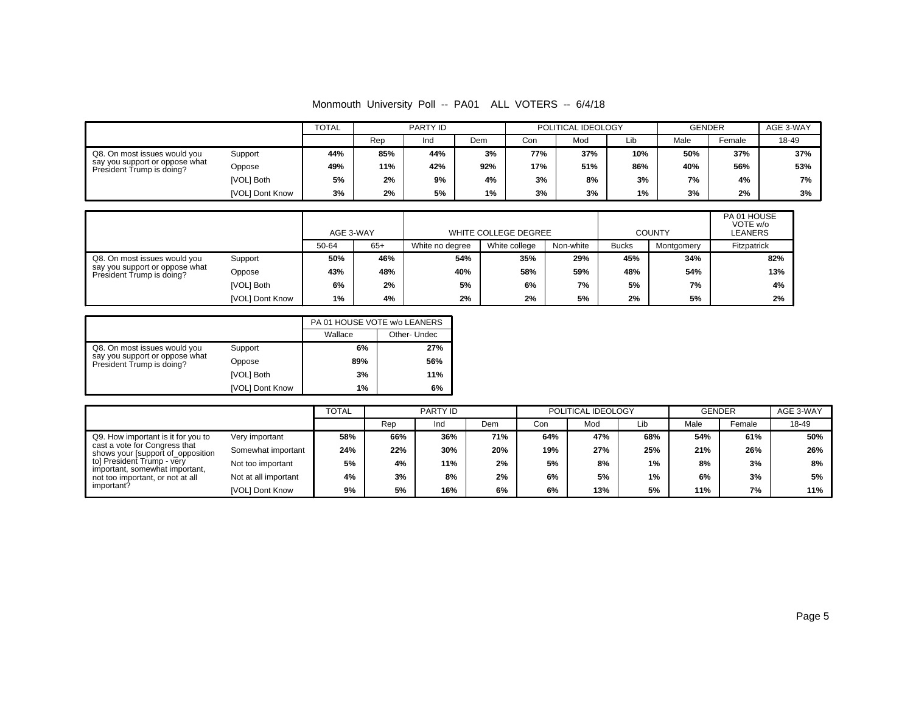Monmouth University Poll -- PA01 ALL VOTERS -- 6/4/18

| | | TOTAL | PARTY ID | | | POLITICAL IDEOLOGY | | | GENDER | | AGE 3-WAY |
|---|---|---|---|---|---|---|---|---|---|---|---|
| | | | Rep | Ind | Dem | Con | Mod | Lib | Male | Female | 18-49 |
| Q8. On most issues would you say you support or oppose what President Trump is doing? | Support | 44% | 85% | 44% | 3% | 77% | 37% | 10% | 50% | 37% | 37% |
| | Oppose | 49% | 11% | 42% | 92% | 17% | 51% | 86% | 40% | 56% | 53% |
| | [VOL] Both | 5% | 2% | 9% | 4% | 3% | 8% | 3% | 7% | 4% | 7% |
| | [VOL] Dont Know | 3% | 2% | 5% | 1% | 3% | 3% | 1% | 3% | 2% | 3% |

| | | AGE 3-WAY | | WHITE COLLEGE DEGREE | | | COUNTY | | PA 01 HOUSE VOTE w/o LEANERS |
|---|---|---|---|---|---|---|---|---|---|
| | | 50-64 | 65+ | White no degree | White college | Non-white | Bucks | Montgomery | Fitzpatrick |
| Q8. On most issues would you say you support or oppose what President Trump is doing? | Support | 50% | 46% | 54% | 35% | 29% | 45% | 34% | 82% |
| | Oppose | 43% | 48% | 40% | 58% | 59% | 48% | 54% | 13% |
| | [VOL] Both | 6% | 2% | 5% | 6% | 7% | 5% | 7% | 4% |
| | [VOL] Dont Know | 1% | 4% | 2% | 2% | 5% | 2% | 5% | 2% |

| | | PA 01 HOUSE VOTE w/o LEANERS | |
|---|---|---|---|
| | | Wallace | Other- Undec |
| Q8. On most issues would you say you support or oppose what President Trump is doing? | Support | 6% | 27% |
| | Oppose | 89% | 56% |
| | [VOL] Both | 3% | 11% |
| | [VOL] Dont Know | 1% | 6% |

| | | TOTAL | PARTY ID | | | POLITICAL IDEOLOGY | | | GENDER | | AGE 3-WAY |
|---|---|---|---|---|---|---|---|---|---|---|---|
| | | | Rep | Ind | Dem | Con | Mod | Lib | Male | Female | 18-49 |
| Q9. How important is it for you to cast a vote for Congress that shows your [support of_opposition to] President Trump - very important, somewhat important, not too important, or not at all important? | Very important | 58% | 66% | 36% | 71% | 64% | 47% | 68% | 54% | 61% | 50% |
| | Somewhat important | 24% | 22% | 30% | 20% | 19% | 27% | 25% | 21% | 26% | 26% |
| | Not too important | 5% | 4% | 11% | 2% | 5% | 8% | 1% | 8% | 3% | 8% |
| | Not at all important | 4% | 3% | 8% | 2% | 6% | 5% | 1% | 6% | 3% | 5% |
| | [VOL] Dont Know | 9% | 5% | 16% | 6% | 6% | 13% | 5% | 11% | 7% | 11% |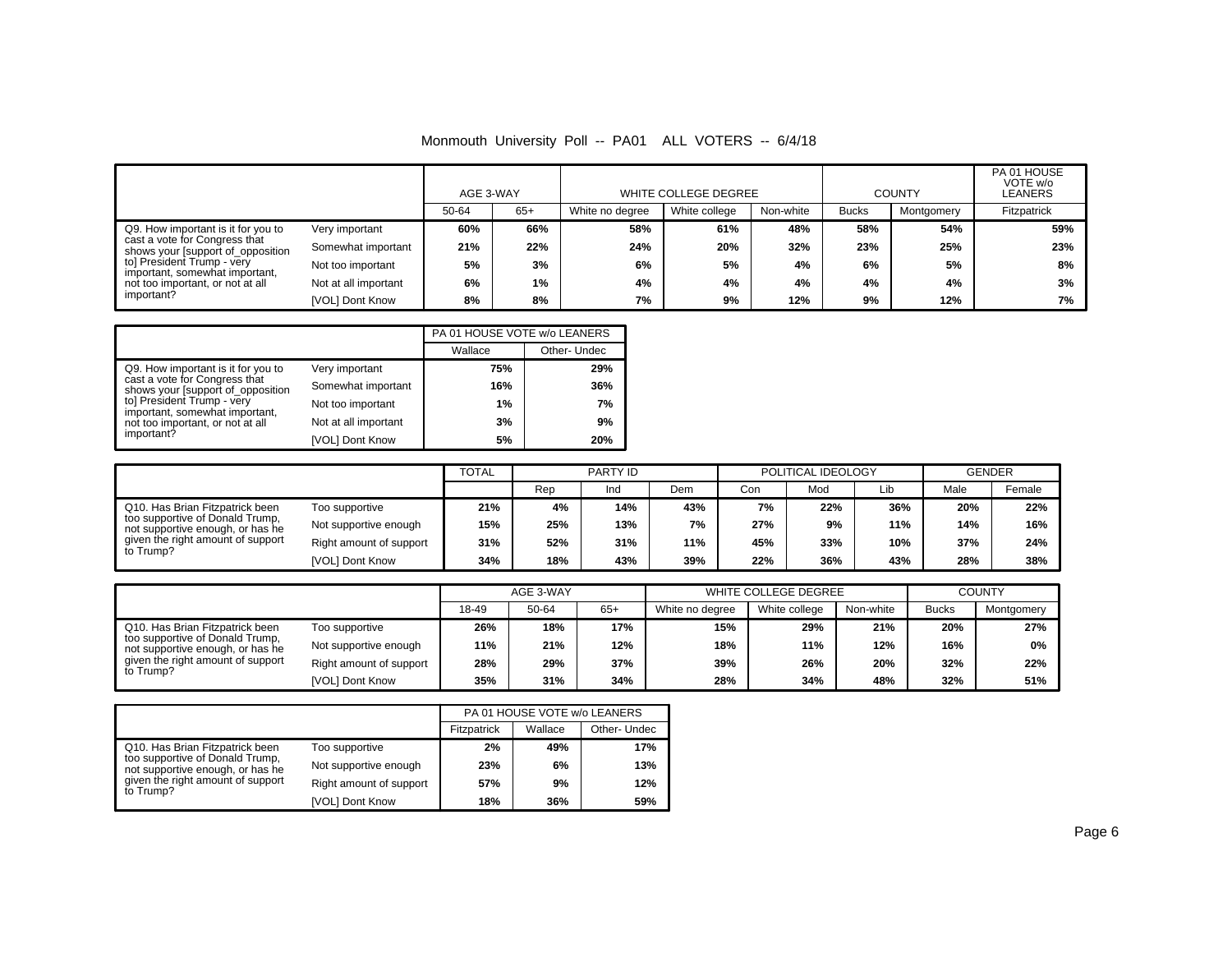Monmouth University Poll -- PA01 ALL VOTERS -- 6/4/18

| | | AGE 3-WAY | | WHITE COLLEGE DEGREE | | | COUNTY | | PA 01 HOUSE VOTE w/o LEANERS |
|---|---|---|---|---|---|---|---|---|---|
| | | 50-64 | 65+ | White no degree | White college | Non-white | Bucks | Montgomery | Fitzpatrick |
| Q9. How important is it for you to cast a vote for Congress that shows your [support of_opposition to] President Trump - very important, somewhat important, not too important, or not at all important? | Very important | 60% | 66% | 58% | 61% | 48% | 58% | 54% | 59% |
| | Somewhat important | 21% | 22% | 24% | 20% | 32% | 23% | 25% | 23% |
| | Not too important | 5% | 3% | 6% | 5% | 4% | 6% | 5% | 8% |
| | Not at all important | 6% | 1% | 4% | 4% | 4% | 4% | 4% | 3% |
| | [VOL] Dont Know | 8% | 8% | 7% | 9% | 12% | 9% | 12% | 7% |

| | | PA 01 HOUSE VOTE w/o LEANERS | |
|---|---|---|---|
| | | Wallace | Other- Undec |
| Q9. How important is it for you to cast a vote for Congress that shows your [support of_opposition to] President Trump - very important, somewhat important, not too important, or not at all important? | Very important | 75% | 29% |
| | Somewhat important | 16% | 36% |
| | Not too important | 1% | 7% |
| | Not at all important | 3% | 9% |
| | [VOL] Dont Know | 5% | 20% |

| | | TOTAL | PARTY ID | | | POLITICAL IDEOLOGY | | | GENDER | |
|---|---|---|---|---|---|---|---|---|---|---|
| | | | Rep | Ind | Dem | Con | Mod | Lib | Male | Female |
| Q10. Has Brian Fitzpatrick been too supportive of Donald Trump, not supportive enough, or has he given the right amount of support to Trump? | Too supportive | 21% | 4% | 14% | 43% | 7% | 22% | 36% | 20% | 22% |
| | Not supportive enough | 15% | 25% | 13% | 7% | 27% | 9% | 11% | 14% | 16% |
| | Right amount of support | 31% | 52% | 31% | 11% | 45% | 33% | 10% | 37% | 24% |
| | [VOL] Dont Know | 34% | 18% | 43% | 39% | 22% | 36% | 43% | 28% | 38% |

| | | AGE 3-WAY | | | WHITE COLLEGE DEGREE | | | COUNTY | |
|---|---|---|---|---|---|---|---|---|---|
| | | 18-49 | 50-64 | 65+ | White no degree | White college | Non-white | Bucks | Montgomery |
| Q10. Has Brian Fitzpatrick been too supportive of Donald Trump, not supportive enough, or has he given the right amount of support to Trump? | Too supportive | 26% | 18% | 17% | 15% | 29% | 21% | 20% | 27% |
| | Not supportive enough | 11% | 21% | 12% | 18% | 11% | 12% | 16% | 0% |
| | Right amount of support | 28% | 29% | 37% | 39% | 26% | 20% | 32% | 22% |
| | [VOL] Dont Know | 35% | 31% | 34% | 28% | 34% | 48% | 32% | 51% |

| | | PA 01 HOUSE VOTE w/o LEANERS | | |
|---|---|---|---|---|
| | | Fitzpatrick | Wallace | Other- Undec |
| Q10. Has Brian Fitzpatrick been too supportive of Donald Trump, not supportive enough, or has he given the right amount of support to Trump? | Too supportive | 2% | 49% | 17% |
| | Not supportive enough | 23% | 6% | 13% |
| | Right amount of support | 57% | 9% | 12% |
| | [VOL] Dont Know | 18% | 36% | 59% |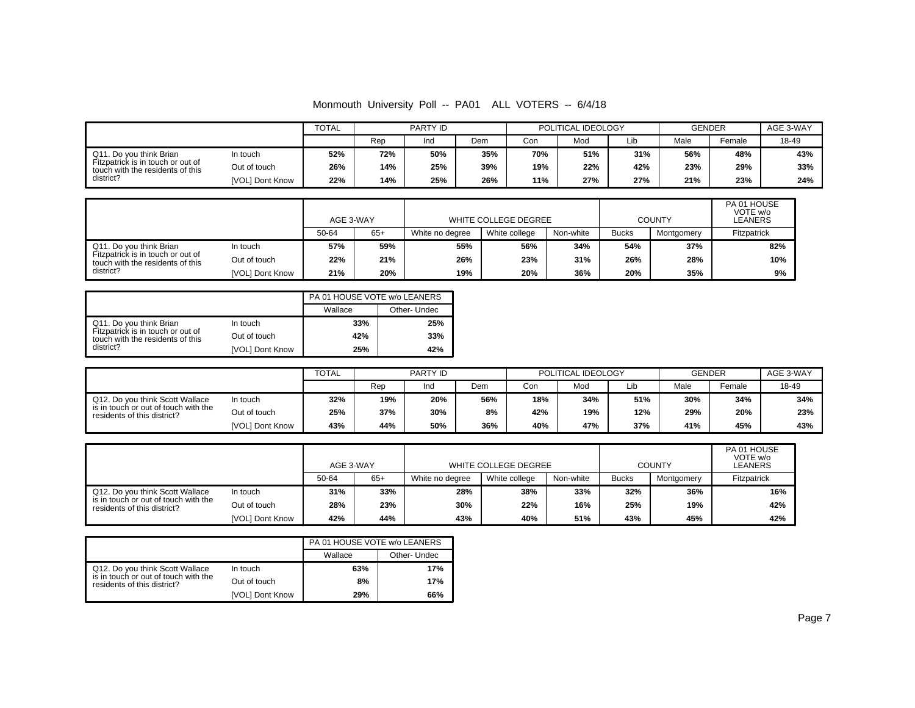Monmouth University Poll -- PA01 ALL VOTERS -- 6/4/18

| | | TOTAL | PARTY ID | | | POLITICAL IDEOLOGY | | | GENDER | | AGE 3-WAY |
|---|---|---|---|---|---|---|---|---|---|---|---|
| | | | Rep | Ind | Dem | Con | Mod | Lib | Male | Female | 18-49 |
| Q11. Do you think Brian Fitzpatrick is in touch or out of touch with the residents of this district? | In touch | 52% | 72% | 50% | 35% | 70% | 51% | 31% | 56% | 48% | 43% |
| | Out of touch | 26% | 14% | 25% | 39% | 19% | 22% | 42% | 23% | 29% | 33% |
| | [VOL] Dont Know | 22% | 14% | 25% | 26% | 11% | 27% | 27% | 21% | 23% | 24% |

| | | AGE 3-WAY | | WHITE COLLEGE DEGREE | | | COUNTY | | PA 01 HOUSE VOTE w/o LEANERS |
|---|---|---|---|---|---|---|---|---|---|
| | | 50-64 | 65+ | White no degree | White college | Non-white | Bucks | Montgomery | Fitzpatrick |
| Q11. Do you think Brian Fitzpatrick is in touch or out of touch with the residents of this district? | In touch | 57% | 59% | 55% | 56% | 34% | 54% | 37% | 82% |
| | Out of touch | 22% | 21% | 26% | 23% | 31% | 26% | 28% | 10% |
| | [VOL] Dont Know | 21% | 20% | 19% | 20% | 36% | 20% | 35% | 9% |

| | | PA 01 HOUSE VOTE w/o LEANERS | |
|---|---|---|---|
| | | Wallace | Other- Undec |
| Q11. Do you think Brian Fitzpatrick is in touch or out of touch with the residents of this district? | In touch | 33% | 25% |
| | Out of touch | 42% | 33% |
| | [VOL] Dont Know | 25% | 42% |

| | | TOTAL | PARTY ID | | | POLITICAL IDEOLOGY | | | GENDER | | AGE 3-WAY |
|---|---|---|---|---|---|---|---|---|---|---|---|
| | | | Rep | Ind | Dem | Con | Mod | Lib | Male | Female | 18-49 |
| Q12. Do you think Scott Wallace is in touch or out of touch with the residents of this district? | In touch | 32% | 19% | 20% | 56% | 18% | 34% | 51% | 30% | 34% | 34% |
| | Out of touch | 25% | 37% | 30% | 8% | 42% | 19% | 12% | 29% | 20% | 23% |
| | [VOL] Dont Know | 43% | 44% | 50% | 36% | 40% | 47% | 37% | 41% | 45% | 43% |

| | | AGE 3-WAY | | WHITE COLLEGE DEGREE | | | COUNTY | | PA 01 HOUSE VOTE w/o LEANERS |
|---|---|---|---|---|---|---|---|---|---|
| | | 50-64 | 65+ | White no degree | White college | Non-white | Bucks | Montgomery | Fitzpatrick |
| Q12. Do you think Scott Wallace is in touch or out of touch with the residents of this district? | In touch | 31% | 33% | 28% | 38% | 33% | 32% | 36% | 16% |
| | Out of touch | 28% | 23% | 30% | 22% | 16% | 25% | 19% | 42% |
| | [VOL] Dont Know | 42% | 44% | 43% | 40% | 51% | 43% | 45% | 42% |

| | | PA 01 HOUSE VOTE w/o LEANERS | |
|---|---|---|---|
| | | Wallace | Other- Undec |
| Q12. Do you think Scott Wallace is in touch or out of touch with the residents of this district? | In touch | 63% | 17% |
| | Out of touch | 8% | 17% |
| | [VOL] Dont Know | 29% | 66% |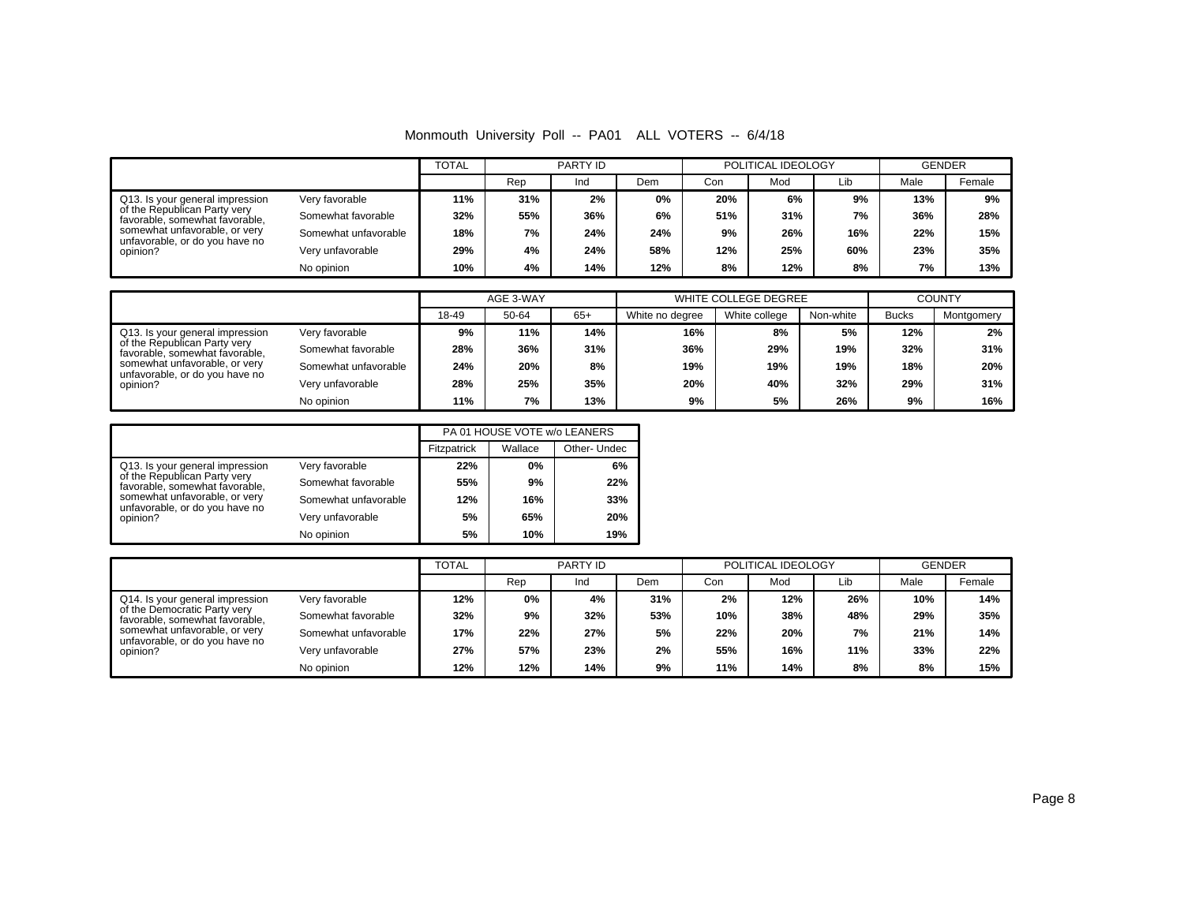Monmouth University Poll -- PA01 ALL VOTERS -- 6/4/18

| | | TOTAL | PARTY ID | | | POLITICAL IDEOLOGY | | | GENDER | |
|---|---|---|---|---|---|---|---|---|---|---|
| | | | Rep | Ind | Dem | Con | Mod | Lib | Male | Female |
| Q13. Is your general impression of the Republican Party very favorable, somewhat favorable, somewhat unfavorable, or very unfavorable, or do you have no opinion? | Very favorable | 11% | 31% | 2% | 0% | 20% | 6% | 9% | 13% | 9% |
| | Somewhat favorable | 32% | 55% | 36% | 6% | 51% | 31% | 7% | 36% | 28% |
| | Somewhat unfavorable | 18% | 7% | 24% | 24% | 9% | 26% | 16% | 22% | 15% |
| | Very unfavorable | 29% | 4% | 24% | 58% | 12% | 25% | 60% | 23% | 35% |
| | No opinion | 10% | 4% | 14% | 12% | 8% | 12% | 8% | 7% | 13% |

| | | AGE 3-WAY | | | WHITE COLLEGE DEGREE | | | COUNTY | |
|---|---|---|---|---|---|---|---|---|---|
| | | 18-49 | 50-64 | 65+ | White no degree | White college | Non-white | Bucks | Montgomery |
| Q13. Is your general impression of the Republican Party very favorable, somewhat favorable, somewhat unfavorable, or very unfavorable, or do you have no opinion? | Very favorable | 9% | 11% | 14% | 16% | 8% | 5% | 12% | 2% |
| | Somewhat favorable | 28% | 36% | 31% | 36% | 29% | 19% | 32% | 31% |
| | Somewhat unfavorable | 24% | 20% | 8% | 19% | 19% | 19% | 18% | 20% |
| | Very unfavorable | 28% | 25% | 35% | 20% | 40% | 32% | 29% | 31% |
| | No opinion | 11% | 7% | 13% | 9% | 5% | 26% | 9% | 16% |

| | | PA 01 HOUSE VOTE w/o LEANERS | | |
|---|---|---|---|---|
| | | Fitzpatrick | Wallace | Other- Undec |
| Q13. Is your general impression of the Republican Party very favorable, somewhat favorable, somewhat unfavorable, or very unfavorable, or do you have no opinion? | Very favorable | 22% | 0% | 6% |
| | Somewhat favorable | 55% | 9% | 22% |
| | Somewhat unfavorable | 12% | 16% | 33% |
| | Very unfavorable | 5% | 65% | 20% |
| | No opinion | 5% | 10% | 19% |

| | | TOTAL | PARTY ID | | | POLITICAL IDEOLOGY | | | GENDER | |
|---|---|---|---|---|---|---|---|---|---|---|
| | | | Rep | Ind | Dem | Con | Mod | Lib | Male | Female |
| Q14. Is your general impression of the Democratic Party very favorable, somewhat favorable, somewhat unfavorable, or very unfavorable, or do you have no opinion? | Very favorable | 12% | 0% | 4% | 31% | 2% | 12% | 26% | 10% | 14% |
| | Somewhat favorable | 32% | 9% | 32% | 53% | 10% | 38% | 48% | 29% | 35% |
| | Somewhat unfavorable | 17% | 22% | 27% | 5% | 22% | 20% | 7% | 21% | 14% |
| | Very unfavorable | 27% | 57% | 23% | 2% | 55% | 16% | 11% | 33% | 22% |
| | No opinion | 12% | 12% | 14% | 9% | 11% | 14% | 8% | 8% | 15% |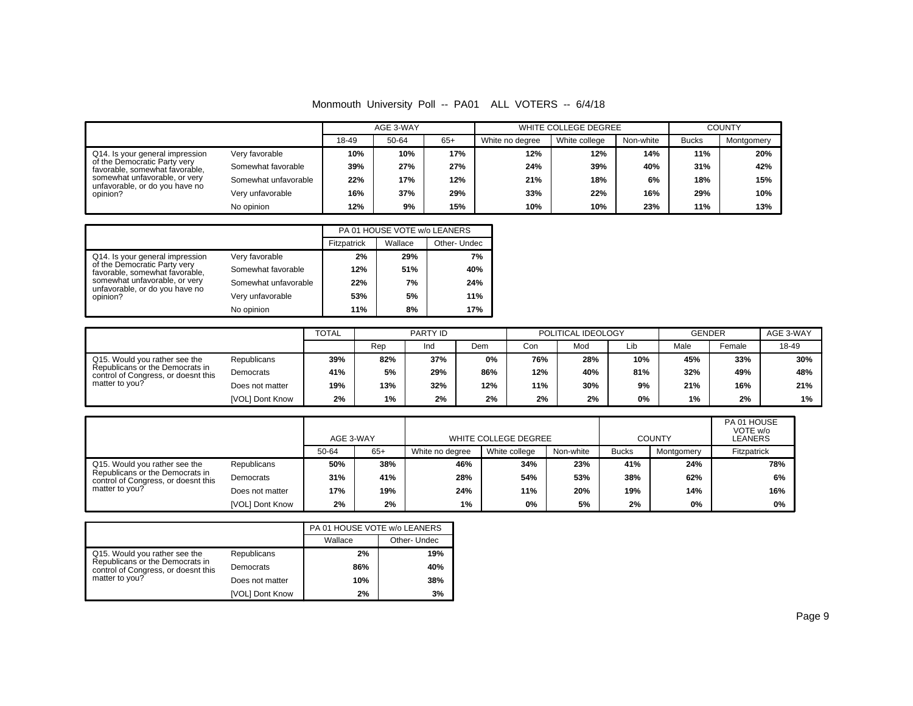Monmouth University Poll -- PA01 ALL VOTERS -- 6/4/18

| | | AGE 3-WAY | | | WHITE COLLEGE DEGREE | | | COUNTY | |
|---|---|---|---|---|---|---|---|---|---|
| | | 18-49 | 50-64 | 65+ | White no degree | White college | Non-white | Bucks | Montgomery |
| Q14. Is your general impression of the Democratic Party very favorable, somewhat favorable, somewhat unfavorable, or very unfavorable, or do you have no opinion? | Very favorable | 10% | 10% | 17% | 12% | 12% | 14% | 11% | 20% |
| | Somewhat favorable | 39% | 27% | 27% | 24% | 39% | 40% | 31% | 42% |
| | Somewhat unfavorable | 22% | 17% | 12% | 21% | 18% | 6% | 18% | 15% |
| | Very unfavorable | 16% | 37% | 29% | 33% | 22% | 16% | 29% | 10% |
| | No opinion | 12% | 9% | 15% | 10% | 10% | 23% | 11% | 13% |

| | | PA 01 HOUSE VOTE w/o LEANERS | | |
|---|---|---|---|---|
| | | Fitzpatrick | Wallace | Other- Undec |
| Q14. Is your general impression of the Democratic Party very favorable, somewhat favorable, somewhat unfavorable, or very unfavorable, or do you have no opinion? | Very favorable | 2% | 29% | 7% |
| | Somewhat favorable | 12% | 51% | 40% |
| | Somewhat unfavorable | 22% | 7% | 24% |
| | Very unfavorable | 53% | 5% | 11% |
| | No opinion | 11% | 8% | 17% |

| | | TOTAL | PARTY ID | | | POLITICAL IDEOLOGY | | | GENDER | | AGE 3-WAY |
|---|---|---|---|---|---|---|---|---|---|---|---|
| | | | Rep | Ind | Dem | Con | Mod | Lib | Male | Female | 18-49 |
| Q15. Would you rather see the Republicans or the Democrats in control of Congress, or doesnt this matter to you? | Republicans | 39% | 82% | 37% | 0% | 76% | 28% | 10% | 45% | 33% | 30% |
| | Democrats | 41% | 5% | 29% | 86% | 12% | 40% | 81% | 32% | 49% | 48% |
| | Does not matter | 19% | 13% | 32% | 12% | 11% | 30% | 9% | 21% | 16% | 21% |
| | [VOL] Dont Know | 2% | 1% | 2% | 2% | 2% | 2% | 0% | 1% | 2% | 1% |

| | | AGE 3-WAY | | WHITE COLLEGE DEGREE | | | COUNTY | | PA 01 HOUSE VOTE w/o LEANERS |
|---|---|---|---|---|---|---|---|---|---|
| | | 50-64 | 65+ | White no degree | White college | Non-white | Bucks | Montgomery | Fitzpatrick |
| Q15. Would you rather see the Republicans or the Democrats in control of Congress, or doesnt this matter to you? | Republicans | 50% | 38% | 46% | 34% | 23% | 41% | 24% | 78% |
| | Democrats | 31% | 41% | 28% | 54% | 53% | 38% | 62% | 6% |
| | Does not matter | 17% | 19% | 24% | 11% | 20% | 19% | 14% | 16% |
| | [VOL] Dont Know | 2% | 2% | 1% | 0% | 5% | 2% | 0% | 0% |

| | | PA 01 HOUSE VOTE w/o LEANERS | |
|---|---|---|---|
| | | Wallace | Other- Undec |
| Q15. Would you rather see the Republicans or the Democrats in control of Congress, or doesnt this matter to you? | Republicans | 2% | 19% |
| | Democrats | 86% | 40% |
| | Does not matter | 10% | 38% |
| | [VOL] Dont Know | 2% | 3% |